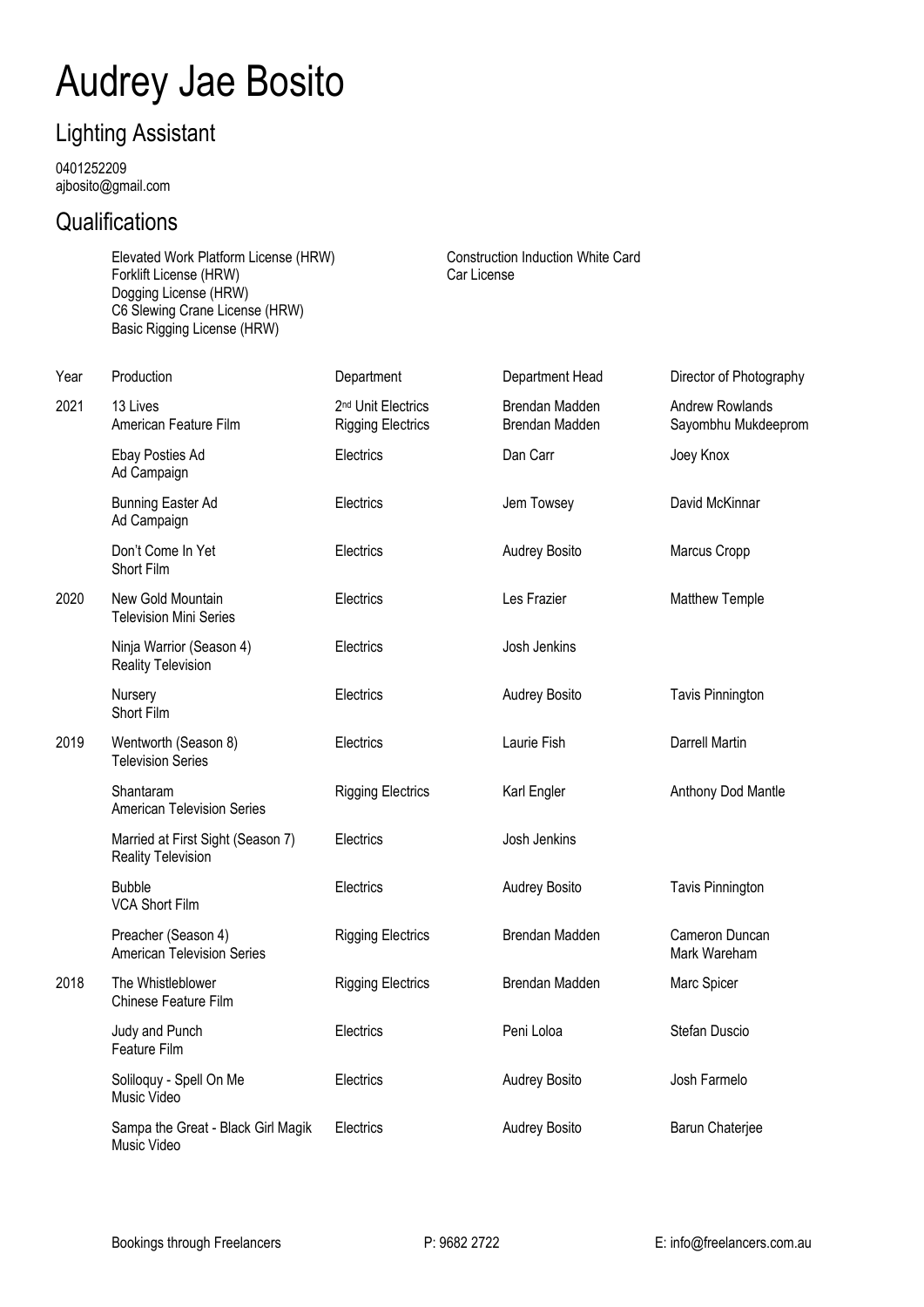# Audrey Jae Bosito

## Lighting Assistant

0401252209
ajbosito@gmail.com

## Qualifications

- Elevated Work Platform License (HRW)
- Forklift License (HRW)
- Dogging License (HRW)
- C6 Slewing Crane License (HRW)
- Basic Rigging License (HRW)
- Construction Induction White Card
- Car License

| Year | Production | Department | Department Head | Director of Photography |
|---|---|---|---|---|
| 2021 | 13 Lives<br>American Feature Film | 2nd Unit Electrics<br>Rigging Electrics | Brendan Madden<br>Brendan Madden | Andrew Rowlands<br>Sayombhu Mukdeeprom |
| | Ebay Posties Ad<br>Ad Campaign | Electrics | Dan Carr | Joey Knox |
| | Bunning Easter Ad<br>Ad Campaign | Electrics | Jem Towsey | David McKinnar |
| | Don't Come In Yet<br>Short Film | Electrics | Audrey Bosito | Marcus Cropp |
| 2020 | New Gold Mountain<br>Television Mini Series | Electrics | Les Frazier | Matthew Temple |
| | Ninja Warrior (Season 4)<br>Reality Television | Electrics | Josh Jenkins | |
| | Nursery<br>Short Film | Electrics | Audrey Bosito | Tavis Pinnington |
| 2019 | Wentworth (Season 8)<br>Television Series | Electrics | Laurie Fish | Darrell Martin |
| | Shantaram<br>American Television Series | Rigging Electrics | Karl Engler | Anthony Dod Mantle |
| | Married at First Sight (Season 7)<br>Reality Television | Electrics | Josh Jenkins | |
| | Bubble<br>VCA Short Film | Electrics | Audrey Bosito | Tavis Pinnington |
| | Preacher (Season 4)<br>American Television Series | Rigging Electrics | Brendan Madden | Cameron Duncan<br>Mark Wareham |
| 2018 | The Whistleblower<br>Chinese Feature Film | Rigging Electrics | Brendan Madden | Marc Spicer |
| | Judy and Punch<br>Feature Film | Electrics | Peni Loloa | Stefan Duscio |
| | Soliloquy - Spell On Me<br>Music Video | Electrics | Audrey Bosito | Josh Farmelo |
| | Sampa the Great - Black Girl Magik<br>Music Video | Electrics | Audrey Bosito | Barun Chaterjee |

Bookings through Freelancers P: 9682 2722 E: info@freelancers.com.au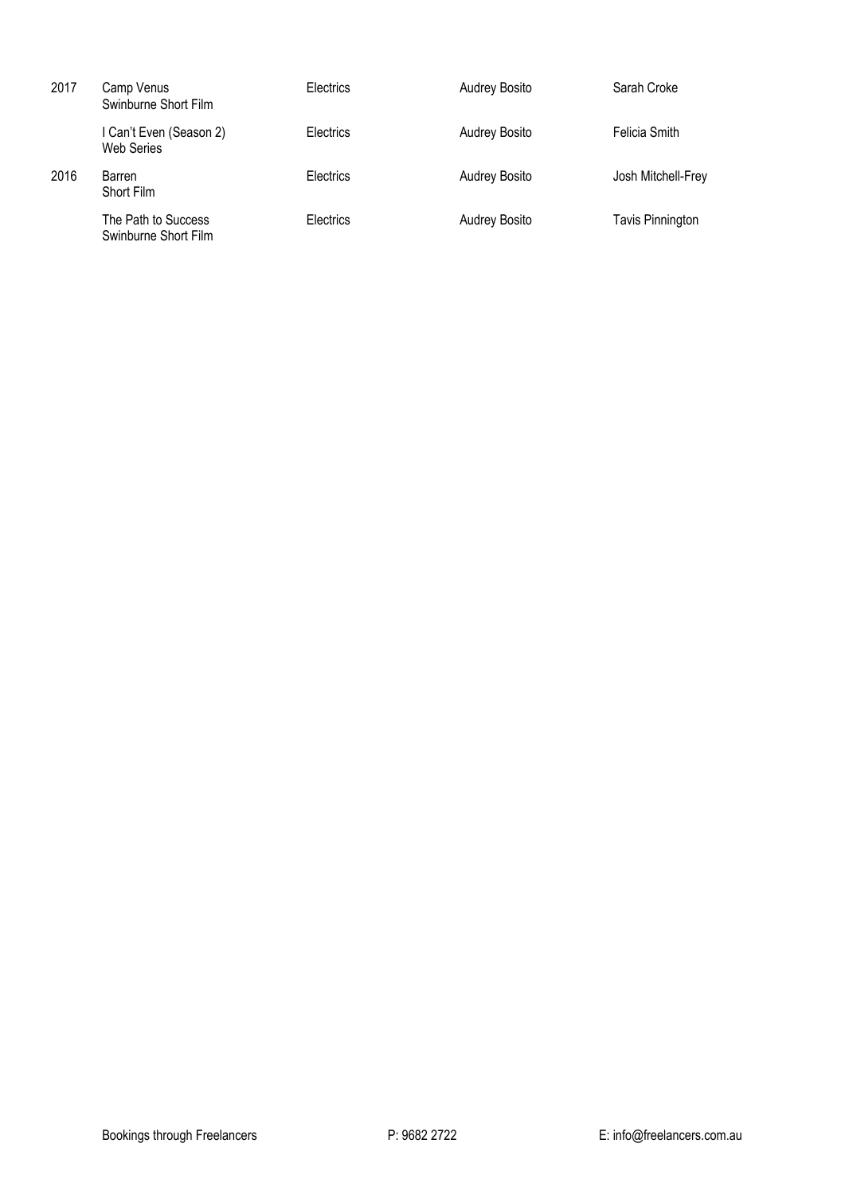| | | | | |
|---|---|---|---|---|
| 2017 | Camp Venus<br>Swinburne Short Film | Electrics | Audrey Bosito | Sarah Croke |
| | I Can't Even (Season 2)<br>Web Series | Electrics | Audrey Bosito | Felicia Smith |
| 2016 | Barren<br>Short Film | Electrics | Audrey Bosito | Josh Mitchell-Frey |
| | The Path to Success<br>Swinburne Short Film | Electrics | Audrey Bosito | Tavis Pinnington |

Bookings through Freelancers P: 9682 2722 E: info@freelancers.com.au